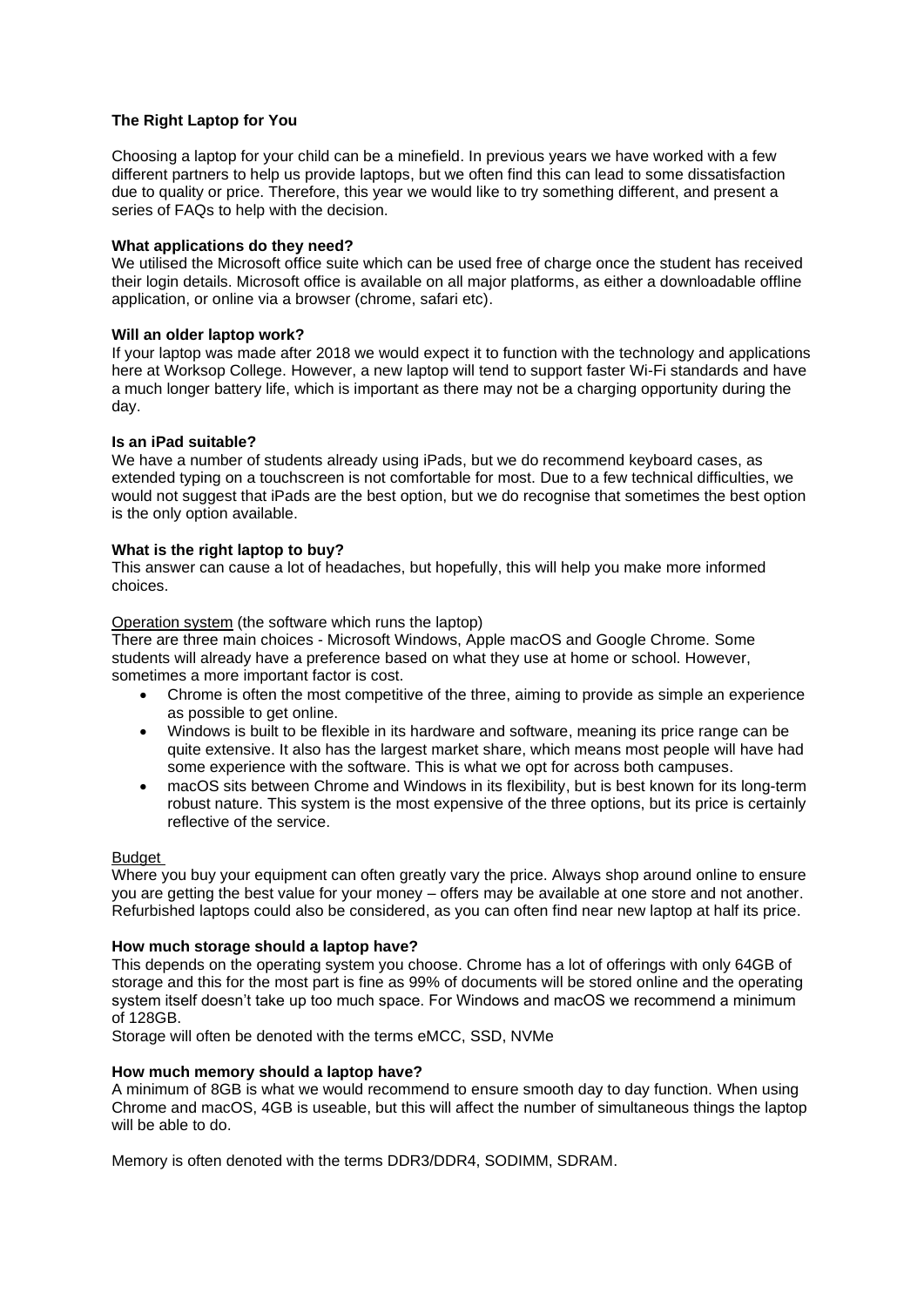# The Right Laptop for You

Choosing a laptop for your child can be a minefield. In previous years we have worked with a few different partners to help us provide laptops, but we often find this can lead to some dissatisfaction due to quality or price. Therefore, this year we would like to try something different, and present a series of FAQs to help with the decision.

## What applications do they need?

We utilised the Microsoft office suite which can be used free of charge once the student has received their login details. Microsoft office is available on all major platforms, as either a downloadable offline application, or online via a browser (chrome, safari etc).

## Will an older laptop work?

If your laptop was made after 2018 we would expect it to function with the technology and applications here at Worksop College. However, a new laptop will tend to support faster Wi-Fi standards and have a much longer battery life, which is important as there may not be a charging opportunity during the day.

## Is an iPad suitable?

We have a number of students already using iPads, but we do recommend keyboard cases, as extended typing on a touchscreen is not comfortable for most. Due to a few technical difficulties, we would not suggest that iPads are the best option, but we do recognise that sometimes the best option is the only option available.

## What is the right laptop to buy?

This answer can cause a lot of headaches, but hopefully, this will help you make more informed choices.

<u>Operation system</u> (the software which runs the laptop)

There are three main choices - Microsoft Windows, Apple macOS and Google Chrome. Some students will already have a preference based on what they use at home or school. However, sometimes a more important factor is cost.

- Chrome is often the most competitive of the three, aiming to provide as simple an experience as possible to get online.
- Windows is built to be flexible in its hardware and software, meaning its price range can be quite extensive. It also has the largest market share, which means most people will have had some experience with the software. This is what we opt for across both campuses.
- macOS sits between Chrome and Windows in its flexibility, but is best known for its long-term robust nature. This system is the most expensive of the three options, but its price is certainly reflective of the service.

<u>Budget</u>

Where you buy your equipment can often greatly vary the price. Always shop around online to ensure you are getting the best value for your money – offers may be available at one store and not another. Refurbished laptops could also be considered, as you can often find near new laptop at half its price.

## How much storage should a laptop have?

This depends on the operating system you choose. Chrome has a lot of offerings with only 64GB of storage and this for the most part is fine as 99% of documents will be stored online and the operating system itself doesn't take up too much space. For Windows and macOS we recommend a minimum of 128GB.

Storage will often be denoted with the terms eMCC, SSD, NVMe

## How much memory should a laptop have?

A minimum of 8GB is what we would recommend to ensure smooth day to day function. When using Chrome and macOS, 4GB is useable, but this will affect the number of simultaneous things the laptop will be able to do.

Memory is often denoted with the terms DDR3/DDR4, SODIMM, SDRAM.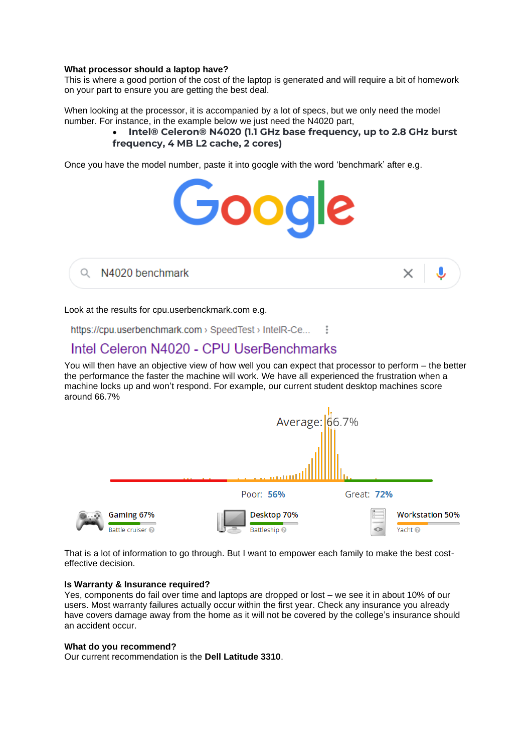**What processor should a laptop have?**
This is where a good portion of the cost of the laptop is generated and will require a bit of homework on your part to ensure you are getting the best deal.

When looking at the processor, it is accompanied by a lot of specs, but we only need the model number. For instance, in the example below we just need the N4020 part,

- **Intel® Celeron® N4020 (1.1 GHz base frequency, up to 2.8 GHz burst frequency, 4 MB L2 cache, 2 cores)**

Once you have the model number, paste it into google with the word 'benchmark' after e.g.

Google

N4020 benchmark

Look at the results for cpu.userbenckmark.com e.g.

https://cpu.userbenchmark.com › SpeedTest › IntelR-Ce...

Intel Celeron N4020 - CPU UserBenchmarks

You will then have an objective view of how well you can expect that processor to perform – the better the performance the faster the machine will work. We have all experienced the frustration when a machine locks up and won't respond. For example, our current student desktop machines score around 66.7%

Average: 66.7%

Poor: 56% Great: 72%

Gaming 67% Battle cruiser | Desktop 70% Battleship | Workstation 50% Yacht

That is a lot of information to go through. But I want to empower each family to make the best cost-effective decision.

**Is Warranty & Insurance required?**
Yes, components do fail over time and laptops are dropped or lost – we see it in about 10% of our users. Most warranty failures actually occur within the first year. Check any insurance you already have covers damage away from the home as it will not be covered by the college's insurance should an accident occur.

**What do you recommend?**
Our current recommendation is the **Dell Latitude 3310**.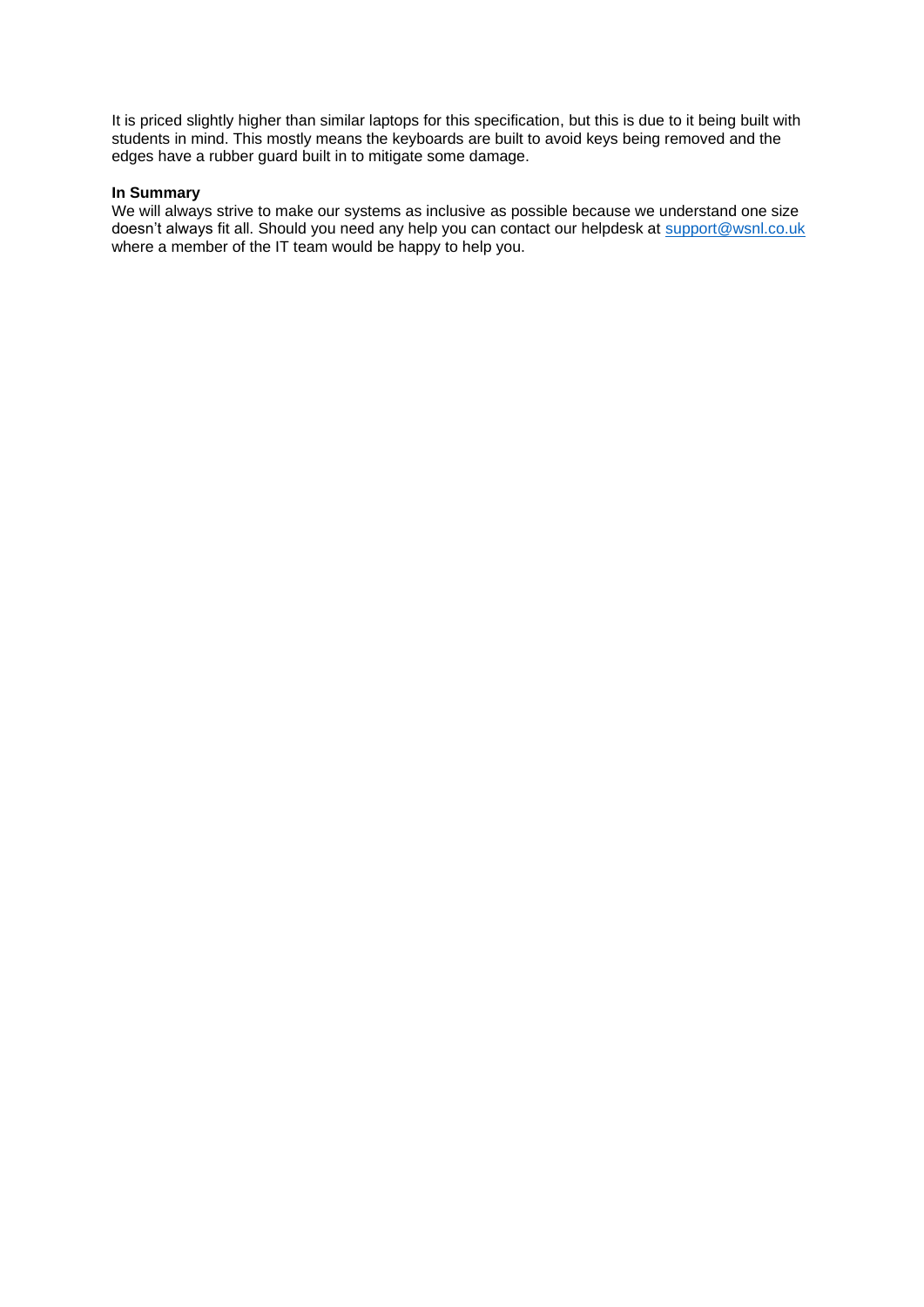It is priced slightly higher than similar laptops for this specification, but this is due to it being built with students in mind. This mostly means the keyboards are built to avoid keys being removed and the edges have a rubber guard built in to mitigate some damage.

**In Summary**

We will always strive to make our systems as inclusive as possible because we understand one size doesn't always fit all. Should you need any help you can contact our helpdesk at [support@wsnl.co.uk](mailto:support@wsnl.co.uk) where a member of the IT team would be happy to help you.